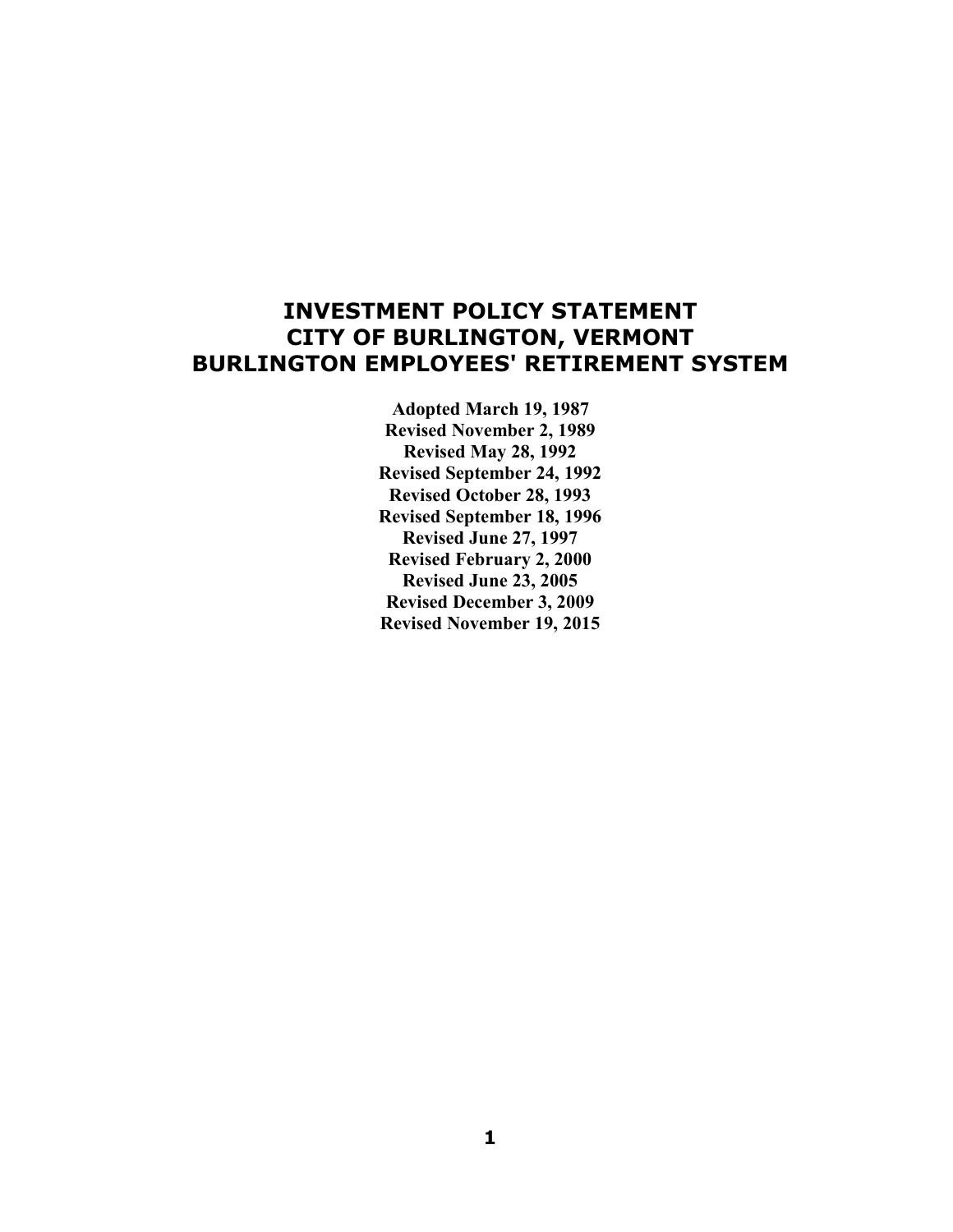# INVESTMENT POLICY STATEMENT
# CITY OF BURLINGTON, VERMONT
# BURLINGTON EMPLOYEES' RETIREMENT SYSTEM

**Adopted March 19, 1987**
**Revised November 2, 1989**
**Revised May 28, 1992**
**Revised September 24, 1992**
**Revised October 28, 1993**
**Revised September 18, 1996**
**Revised June 27, 1997**
**Revised February 2, 2000**
**Revised June 23, 2005**
**Revised December 3, 2009**
**Revised November 19, 2015**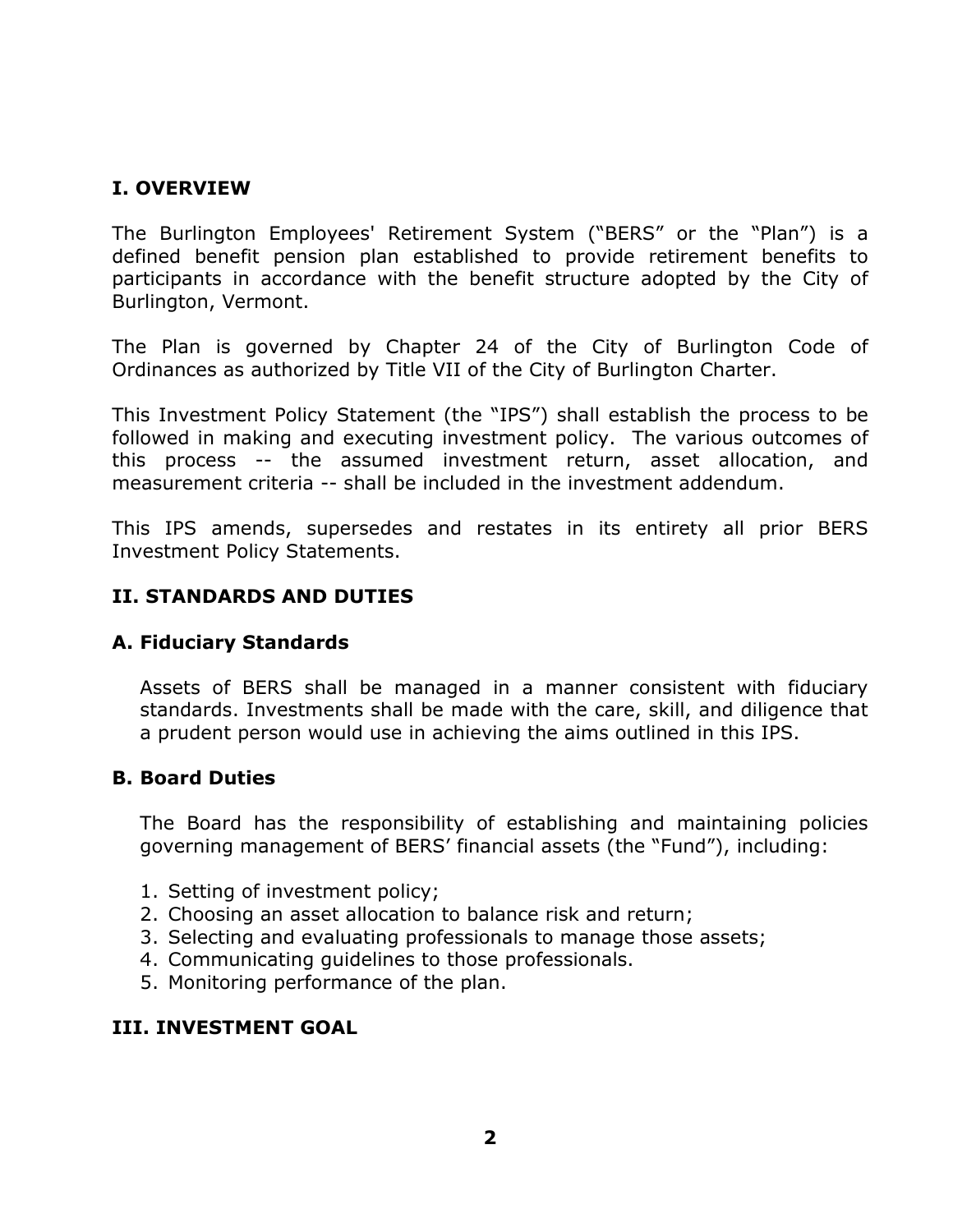## I. OVERVIEW

The Burlington Employees' Retirement System ("BERS" or the "Plan") is a defined benefit pension plan established to provide retirement benefits to participants in accordance with the benefit structure adopted by the City of Burlington, Vermont.

The Plan is governed by Chapter 24 of the City of Burlington Code of Ordinances as authorized by Title VII of the City of Burlington Charter.

This Investment Policy Statement (the "IPS") shall establish the process to be followed in making and executing investment policy. The various outcomes of this process -- the assumed investment return, asset allocation, and measurement criteria -- shall be included in the investment addendum.

This IPS amends, supersedes and restates in its entirety all prior BERS Investment Policy Statements.

## II. STANDARDS AND DUTIES

### A. Fiduciary Standards

Assets of BERS shall be managed in a manner consistent with fiduciary standards. Investments shall be made with the care, skill, and diligence that a prudent person would use in achieving the aims outlined in this IPS.

### B. Board Duties

The Board has the responsibility of establishing and maintaining policies governing management of BERS' financial assets (the "Fund"), including:

1. Setting of investment policy;
2. Choosing an asset allocation to balance risk and return;
3. Selecting and evaluating professionals to manage those assets;
4. Communicating guidelines to those professionals.
5. Monitoring performance of the plan.

## III. INVESTMENT GOAL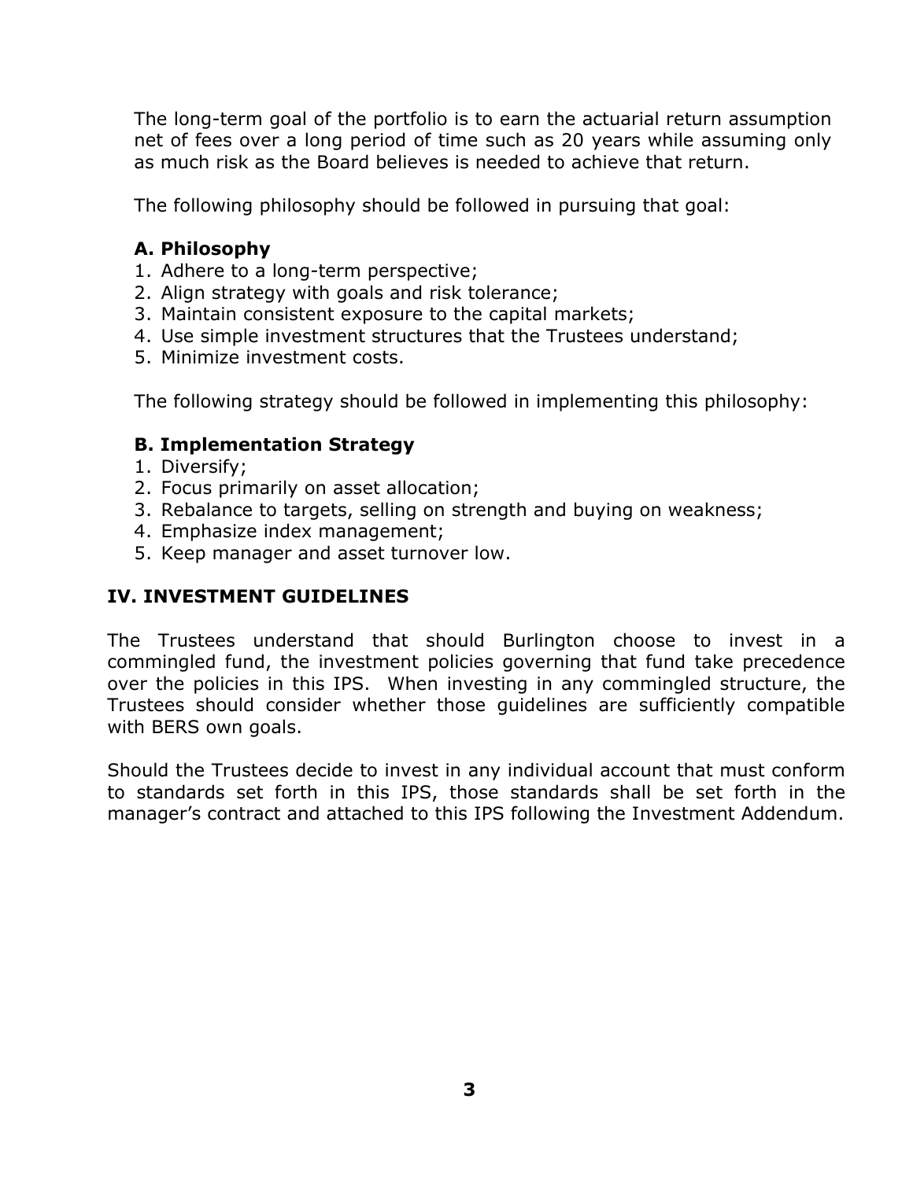The long-term goal of the portfolio is to earn the actuarial return assumption net of fees over a long period of time such as 20 years while assuming only as much risk as the Board believes is needed to achieve that return.

The following philosophy should be followed in pursuing that goal:

**A. Philosophy**
1. Adhere to a long-term perspective;
2. Align strategy with goals and risk tolerance;
3. Maintain consistent exposure to the capital markets;
4. Use simple investment structures that the Trustees understand;
5. Minimize investment costs.

The following strategy should be followed in implementing this philosophy:

**B. Implementation Strategy**
1. Diversify;
2. Focus primarily on asset allocation;
3. Rebalance to targets, selling on strength and buying on weakness;
4. Emphasize index management;
5. Keep manager and asset turnover low.

## IV. INVESTMENT GUIDELINES

The Trustees understand that should Burlington choose to invest in a commingled fund, the investment policies governing that fund take precedence over the policies in this IPS. When investing in any commingled structure, the Trustees should consider whether those guidelines are sufficiently compatible with BERS own goals.

Should the Trustees decide to invest in any individual account that must conform to standards set forth in this IPS, those standards shall be set forth in the manager's contract and attached to this IPS following the Investment Addendum.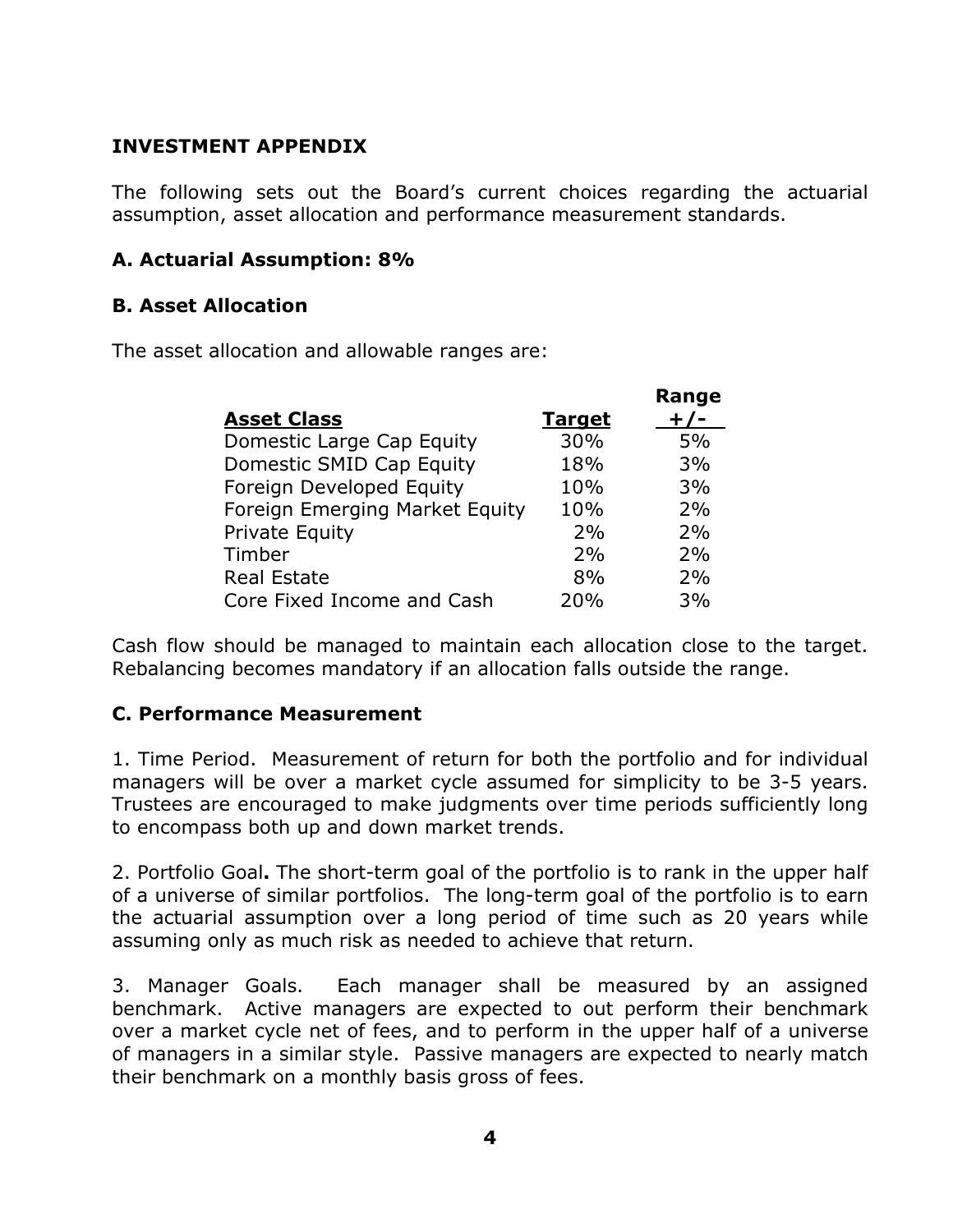## INVESTMENT APPENDIX

The following sets out the Board's current choices regarding the actuarial assumption, asset allocation and performance measurement standards.

### A. Actuarial Assumption: 8%

### B. Asset Allocation

The asset allocation and allowable ranges are:

| Asset Class | Target | Range +/- |
|---|---|---|
| Domestic Large Cap Equity | 30% | 5% |
| Domestic SMID Cap Equity | 18% | 3% |
| Foreign Developed Equity | 10% | 3% |
| Foreign Emerging Market Equity | 10% | 2% |
| Private Equity | 2% | 2% |
| Timber | 2% | 2% |
| Real Estate | 8% | 2% |
| Core Fixed Income and Cash | 20% | 3% |

Cash flow should be managed to maintain each allocation close to the target. Rebalancing becomes mandatory if an allocation falls outside the range.

### C. Performance Measurement

1. Time Period. Measurement of return for both the portfolio and for individual managers will be over a market cycle assumed for simplicity to be 3-5 years. Trustees are encouraged to make judgments over time periods sufficiently long to encompass both up and down market trends.

2. Portfolio Goal**.** The short-term goal of the portfolio is to rank in the upper half of a universe of similar portfolios. The long-term goal of the portfolio is to earn the actuarial assumption over a long period of time such as 20 years while assuming only as much risk as needed to achieve that return.

3. Manager Goals. Each manager shall be measured by an assigned benchmark. Active managers are expected to out perform their benchmark over a market cycle net of fees, and to perform in the upper half of a universe of managers in a similar style. Passive managers are expected to nearly match their benchmark on a monthly basis gross of fees.